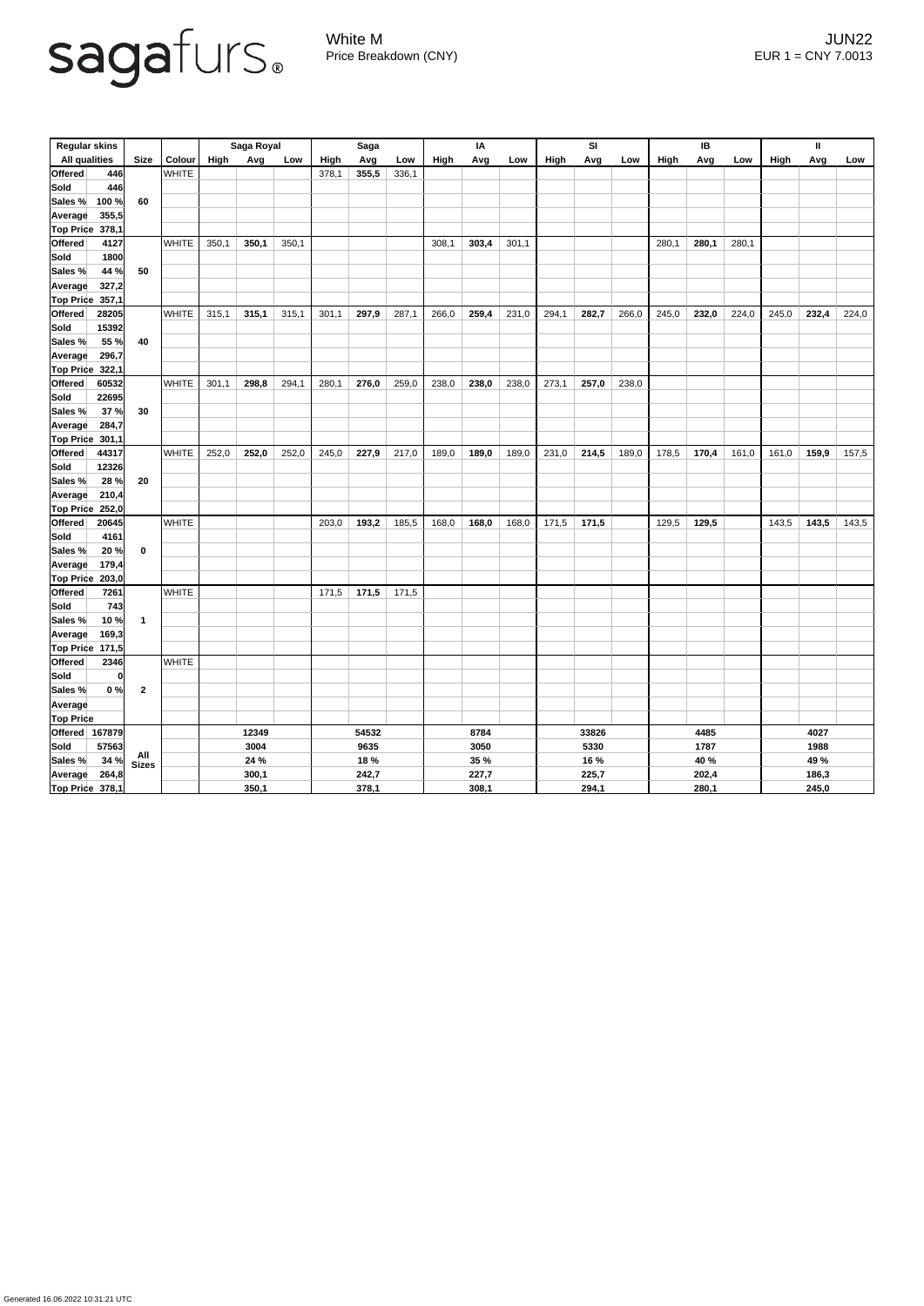sagafurs®

White M
Price Breakdown (CNY)

JUN22
EUR 1 = CNY 7.0013

| Regular skins | | | | Saga Royal | | | Saga | | | IA | | | SI | | | IB | | | II | | |
|---|---|---|---|---|---|---|---|---|---|---|---|---|---|---|---|---|---|---|---|---|---|
| All qualities | | Size | Colour | High | Avg | Low | High | Avg | Low | High | Avg | Low | High | Avg | Low | High | Avg | Low | High | Avg | Low |
| Offered | 446 | 60 | WHITE | | | | 378,1 | **355,5** | 336,1 | | | | | | | | | | | | |
| Sold | 446 | | | | | | | | | | | | | | | | | | | | |
| Sales % | 100 % | | | | | | | | | | | | | | | | | | | | |
| Average | 355,5 | | | | | | | | | | | | | | | | | | | | |
| Top Price | 378,1 | | | | | | | | | | | | | | | | | | | | |
| Offered | 4127 | 50 | WHITE | 350,1 | **350,1** | 350,1 | | | | 308,1 | **303,4** | 301,1 | | | | 280,1 | **280,1** | 280,1 | | | |
| Sold | 1800 | | | | | | | | | | | | | | | | | | | | |
| Sales % | 44 % | | | | | | | | | | | | | | | | | | | | |
| Average | 327,2 | | | | | | | | | | | | | | | | | | | | |
| Top Price | 357,1 | | | | | | | | | | | | | | | | | | | | |
| Offered | 28205 | 40 | WHITE | 315,1 | **315,1** | 315,1 | 301,1 | **297,9** | 287,1 | 266,0 | **259,4** | 231,0 | 294,1 | **282,7** | 266,0 | 245,0 | **232,0** | 224,0 | 245,0 | **232,4** | 224,0 |
| Sold | 15392 | | | | | | | | | | | | | | | | | | | | |
| Sales % | 55 % | | | | | | | | | | | | | | | | | | | | |
| Average | 296,7 | | | | | | | | | | | | | | | | | | | | |
| Top Price | 322,1 | | | | | | | | | | | | | | | | | | | | |
| Offered | 60532 | 30 | WHITE | 301,1 | **298,8** | 294,1 | 280,1 | **276,0** | 259,0 | 238,0 | **238,0** | 238,0 | 273,1 | **257,0** | 238,0 | | | | | | |
| Sold | 22695 | | | | | | | | | | | | | | | | | | | | |
| Sales % | 37 % | | | | | | | | | | | | | | | | | | | | |
| Average | 284,7 | | | | | | | | | | | | | | | | | | | | |
| Top Price | 301,1 | | | | | | | | | | | | | | | | | | | | |
| Offered | 44317 | 20 | WHITE | 252,0 | **252,0** | 252,0 | 245,0 | **227,9** | 217,0 | 189,0 | **189,0** | 189,0 | 231,0 | **214,5** | 189,0 | 178,5 | **170,4** | 161,0 | 161,0 | **159,9** | 157,5 |
| Sold | 12326 | | | | | | | | | | | | | | | | | | | | |
| Sales % | 28 % | | | | | | | | | | | | | | | | | | | | |
| Average | 210,4 | | | | | | | | | | | | | | | | | | | | |
| Top Price | 252,0 | | | | | | | | | | | | | | | | | | | | |
| Offered | 20645 | 0 | WHITE | | | | 203,0 | **193,2** | 185,5 | 168,0 | **168,0** | 168,0 | 171,5 | **171,5** | | 129,5 | **129,5** | | 143,5 | **143,5** | 143,5 |
| Sold | 4161 | | | | | | | | | | | | | | | | | | | | |
| Sales % | 20 % | | | | | | | | | | | | | | | | | | | | |
| Average | 179,4 | | | | | | | | | | | | | | | | | | | | |
| Top Price | 203,0 | | | | | | | | | | | | | | | | | | | | |
| Offered | 7261 | 1 | WHITE | | | | 171,5 | **171,5** | 171,5 | | | | | | | | | | | | |
| Sold | 743 | | | | | | | | | | | | | | | | | | | | |
| Sales % | 10 % | | | | | | | | | | | | | | | | | | | | |
| Average | 169,3 | | | | | | | | | | | | | | | | | | | | |
| Top Price | 171,5 | | | | | | | | | | | | | | | | | | | | |
| Offered | 2346 | 2 | WHITE | | | | | | | | | | | | | | | | | | |
| Sold | 0 | | | | | | | | | | | | | | | | | | | | |
| Sales % | 0 % | | | | | | | | | | | | | | | | | | | | |
| Average | | | | | | | | | | | | | | | | | | | | | |
| Top Price | | | | | | | | | | | | | | | | | | | | | |
| Offered | 167879 | All Sizes | | | 12349 | | | 54532 | | | 8784 | | | 33826 | | | 4485 | | | 4027 | |
| Sold | 57563 | | | | 3004 | | | 9635 | | | 3050 | | | 5330 | | | 1787 | | | 1988 | |
| Sales % | 34 % | | | | 24 % | | | 18 % | | | 35 % | | | 16 % | | | 40 % | | | 49 % | |
| Average | 264,8 | | | | 300,1 | | | 242,7 | | | 227,7 | | | 225,7 | | | 202,4 | | | 186,3 | |
| Top Price | 378,1 | | | | 350,1 | | | 378,1 | | | 308,1 | | | 294,1 | | | 280,1 | | | 245,0 | |

Generated 16.06.2022 10:31:21 UTC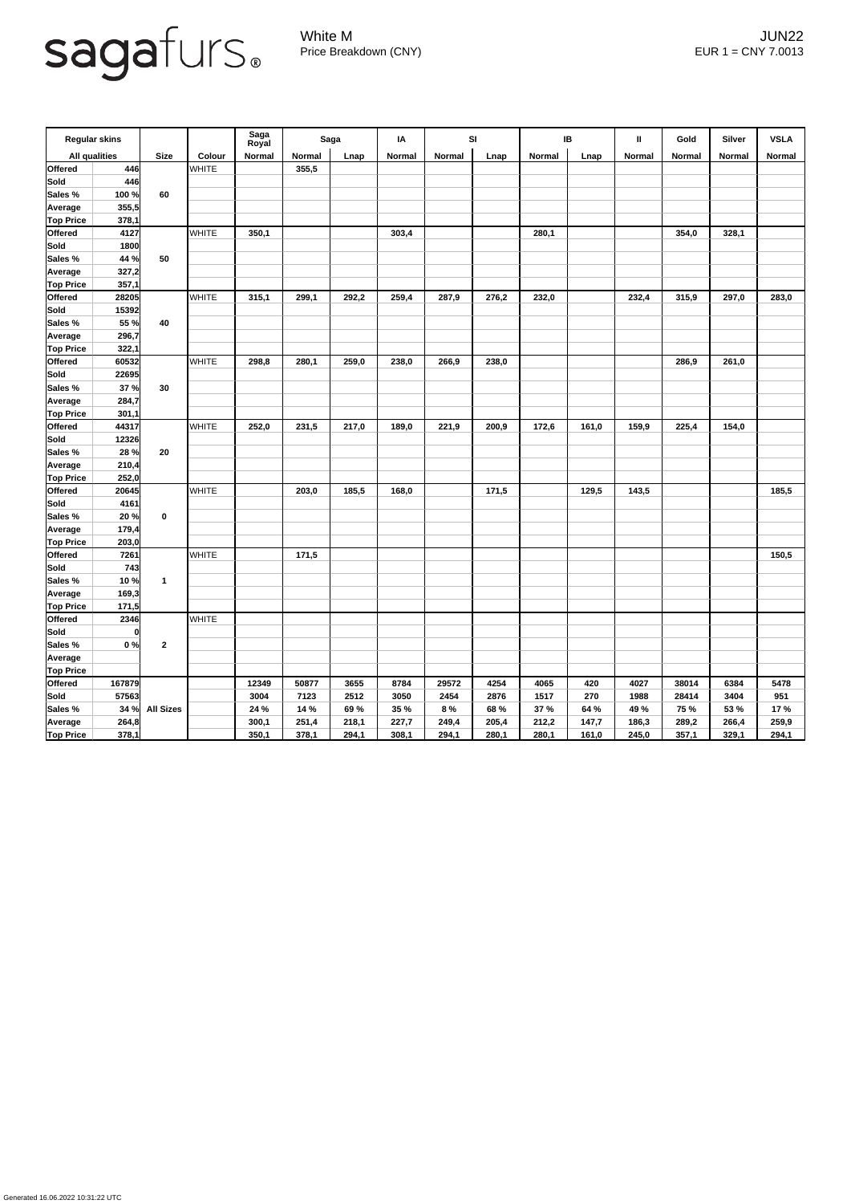sagafurs®

White M
Price Breakdown (CNY)

JUN22
EUR 1 = CNY 7.0013

| Regular skins | | | | Saga Royal | Saga | | IA | SI | | IB | | II | Gold | Silver | VSLA |
|---|---|---|---|---|---|---|---|---|---|---|---|---|---|---|---|
| All qualities | | Size | Colour | Normal | Normal | Lnap | Normal | Normal | Lnap | Normal | Lnap | Normal | Normal | Normal | Normal |
| Offered | 446 | | WHITE | | 355,5 | | | | | | | | | | |
| Sold | 446 | | | | | | | | | | | | | | |
| Sales % | 100 % | 60 | | | | | | | | | | | | | |
| Average | 355,5 | | | | | | | | | | | | | | |
| Top Price | 378,1 | | | | | | | | | | | | | | |
| Offered | 4127 | | WHITE | 350,1 | | | 303,4 | | | 280,1 | | | 354,0 | 328,1 | |
| Sold | 1800 | | | | | | | | | | | | | | |
| Sales % | 44 % | 50 | | | | | | | | | | | | | |
| Average | 327,2 | | | | | | | | | | | | | | |
| Top Price | 357,1 | | | | | | | | | | | | | | |
| Offered | 28205 | | WHITE | 315,1 | 299,1 | 292,2 | 259,4 | 287,9 | 276,2 | 232,0 | | 232,4 | 315,9 | 297,0 | 283,0 |
| Sold | 15392 | | | | | | | | | | | | | | |
| Sales % | 55 % | 40 | | | | | | | | | | | | | |
| Average | 296,7 | | | | | | | | | | | | | | |
| Top Price | 322,1 | | | | | | | | | | | | | | |
| Offered | 60532 | | WHITE | 298,8 | 280,1 | 259,0 | 238,0 | 266,9 | 238,0 | | | | 286,9 | 261,0 | |
| Sold | 22695 | | | | | | | | | | | | | | |
| Sales % | 37 % | 30 | | | | | | | | | | | | | |
| Average | 284,7 | | | | | | | | | | | | | | |
| Top Price | 301,1 | | | | | | | | | | | | | | |
| Offered | 44317 | | WHITE | 252,0 | 231,5 | 217,0 | 189,0 | 221,9 | 200,9 | 172,6 | 161,0 | 159,9 | 225,4 | 154,0 | |
| Sold | 12326 | | | | | | | | | | | | | | |
| Sales % | 28 % | 20 | | | | | | | | | | | | | |
| Average | 210,4 | | | | | | | | | | | | | | |
| Top Price | 252,0 | | | | | | | | | | | | | | |
| Offered | 20645 | | WHITE | | 203,0 | 185,5 | 168,0 | | 171,5 | | 129,5 | 143,5 | | | 185,5 |
| Sold | 4161 | | | | | | | | | | | | | | |
| Sales % | 20 % | 0 | | | | | | | | | | | | | |
| Average | 179,4 | | | | | | | | | | | | | | |
| Top Price | 203,0 | | | | | | | | | | | | | | |
| Offered | 7261 | | WHITE | | 171,5 | | | | | | | | | | 150,5 |
| Sold | 743 | | | | | | | | | | | | | | |
| Sales % | 10 % | 1 | | | | | | | | | | | | | |
| Average | 169,3 | | | | | | | | | | | | | | |
| Top Price | 171,5 | | | | | | | | | | | | | | |
| Offered | 2346 | | WHITE | | | | | | | | | | | | |
| Sold | 0 | | | | | | | | | | | | | | |
| Sales % | 0 % | 2 | | | | | | | | | | | | | |
| Average | | | | | | | | | | | | | | | |
| Top Price | | | | | | | | | | | | | | | |
| Offered | 167879 | | | 12349 | 50877 | 3655 | 8784 | 29572 | 4254 | 4065 | 420 | 4027 | 38014 | 6384 | 5478 |
| Sold | 57563 | | | 3004 | 7123 | 2512 | 3050 | 2454 | 2876 | 1517 | 270 | 1988 | 28414 | 3404 | 951 |
| Sales % | 34 % | All Sizes | | 24 % | 14 % | 69 % | 35 % | 8 % | 68 % | 37 % | 64 % | 49 % | 75 % | 53 % | 17 % |
| Average | 264,8 | | | 300,1 | 251,4 | 218,1 | 227,7 | 249,4 | 205,4 | 212,2 | 147,7 | 186,3 | 289,2 | 266,4 | 259,9 |
| Top Price | 378,1 | | | 350,1 | 378,1 | 294,1 | 308,1 | 294,1 | 280,1 | 280,1 | 161,0 | 245,0 | 357,1 | 329,1 | 294,1 |

Generated 16.06.2022 10:31:22 UTC